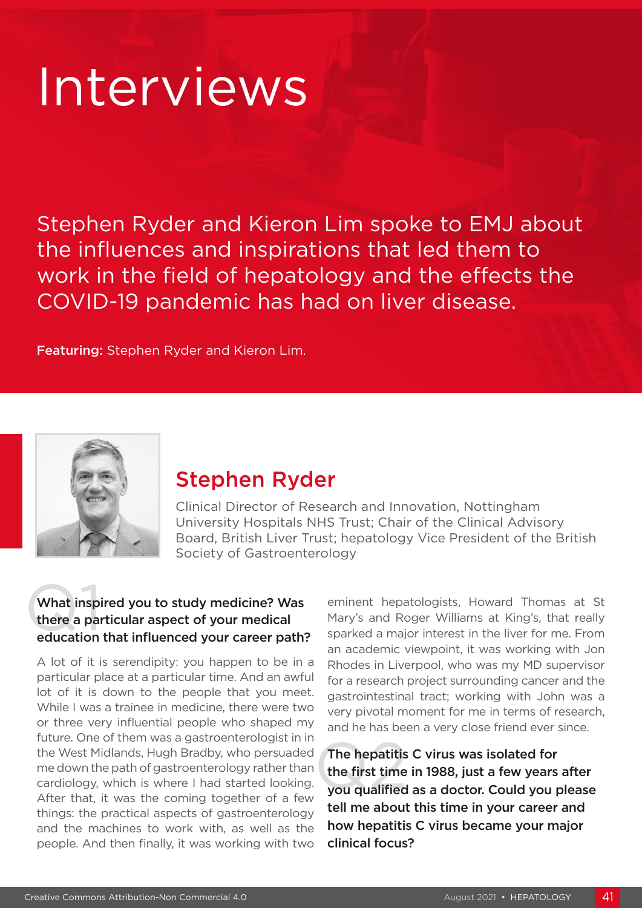# Interviews

Stephen Ryder and Kieron Lim spoke to EMJ about the influences and inspirations that led them to work in the field of hepatology and the effects the COVID-19 pandemic has had on liver disease.

**Featuring:** Stephen Ryder and Kieron Lim.

## Stephen Ryder

Clinical Director of Research and Innovation, Nottingham University Hospitals NHS Trust; Chair of the Clinical Advisory Board, British Liver Trust; hepatology Vice President of the British Society of Gastroenterology

### Q1 What inspired you to study medicine? Was there a particular aspect of your medical education that influenced your career path?

A lot of it is serendipity: you happen to be in a particular place at a particular time. And an awful lot of it is down to the people that you meet. While I was a trainee in medicine, there were two or three very influential people who shaped my future. One of them was a gastroenterologist in in the West Midlands, Hugh Bradby, who persuaded me down the path of gastroenterology rather than cardiology, which is where I had started looking. After that, it was the coming together of a few things: the practical aspects of gastroenterology and the machines to work with, as well as the people. And then finally, it was working with two eminent hepatologists, Howard Thomas at St Mary's and Roger Williams at King's, that really sparked a major interest in the liver for me. From an academic viewpoint, it was working with Jon Rhodes in Liverpool, who was my MD supervisor for a research project surrounding cancer and the gastrointestinal tract; working with John was a very pivotal moment for me in terms of research, and he has been a very close friend ever since.

### Q2 The hepatitis C virus was isolated for the first time in 1988, just a few years after you qualified as a doctor. Could you please tell me about this time in your career and how hepatitis C virus became your major clinical focus?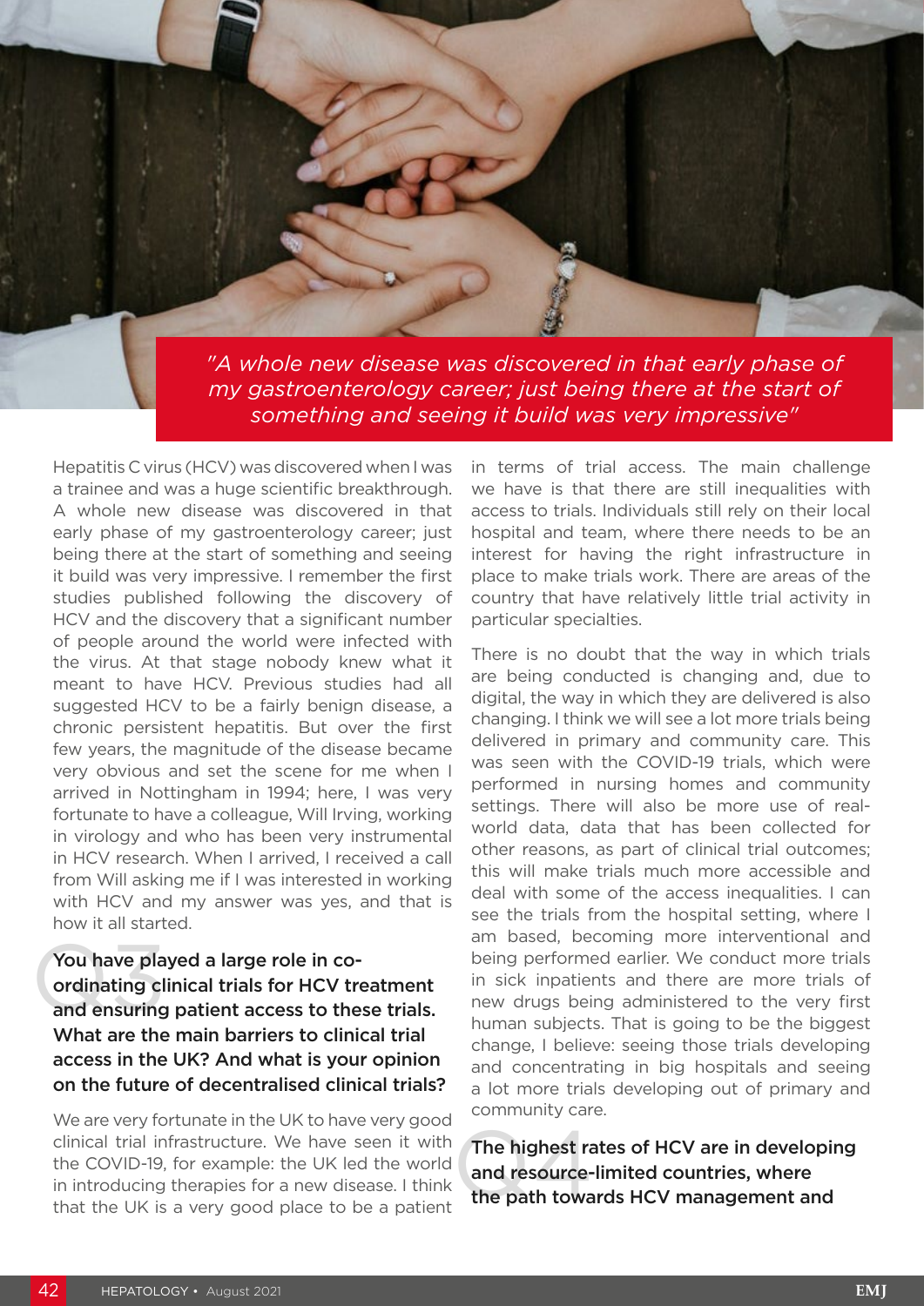*"A whole new disease was discovered in that early phase of my gastroenterology career; just being there at the start of something and seeing it build was very impressive"*

Hepatitis C virus (HCV) was discovered when I was a trainee and was a huge scientific breakthrough. A whole new disease was discovered in that early phase of my gastroenterology career; just being there at the start of something and seeing it build was very impressive. I remember the first studies published following the discovery of HCV and the discovery that a significant number of people around the world were infected with the virus. At that stage nobody knew what it meant to have HCV. Previous studies had all suggested HCV to be a fairly benign disease, a chronic persistent hepatitis. But over the first few years, the magnitude of the disease became very obvious and set the scene for me when I arrived in Nottingham in 1994; here, I was very fortunate to have a colleague, Will Irving, working in virology and who has been very instrumental in HCV research. When I arrived, I received a call from Will asking me if I was interested in working with HCV and my answer was yes, and that is how it all started.

**Q3 You have played a large role in co-ordinating clinical trials for HCV treatment and ensuring patient access to these trials. What are the main barriers to clinical trial access in the UK? And what is your opinion on the future of decentralised clinical trials?**

We are very fortunate in the UK to have very good clinical trial infrastructure. We have seen it with the COVID-19, for example: the UK led the world in introducing therapies for a new disease. I think that the UK is a very good place to be a patient in terms of trial access. The main challenge we have is that there are still inequalities with access to trials. Individuals still rely on their local hospital and team, where there needs to be an interest for having the right infrastructure in place to make trials work. There are areas of the country that have relatively little trial activity in particular specialties.

There is no doubt that the way in which trials are being conducted is changing and, due to digital, the way in which they are delivered is also changing. I think we will see a lot more trials being delivered in primary and community care. This was seen with the COVID-19 trials, which were performed in nursing homes and community settings. There will also be more use of real-world data, data that has been collected for other reasons, as part of clinical trial outcomes; this will make trials much more accessible and deal with some of the access inequalities. I can see the trials from the hospital setting, where I am based, becoming more interventional and being performed earlier. We conduct more trials in sick inpatients and there are more trials of new drugs being administered to the very first human subjects. That is going to be the biggest change, I believe: seeing those trials developing and concentrating in big hospitals and seeing a lot more trials developing out of primary and community care.

**Q4 The highest rates of HCV are in developing and resource-limited countries, where the path towards HCV management and**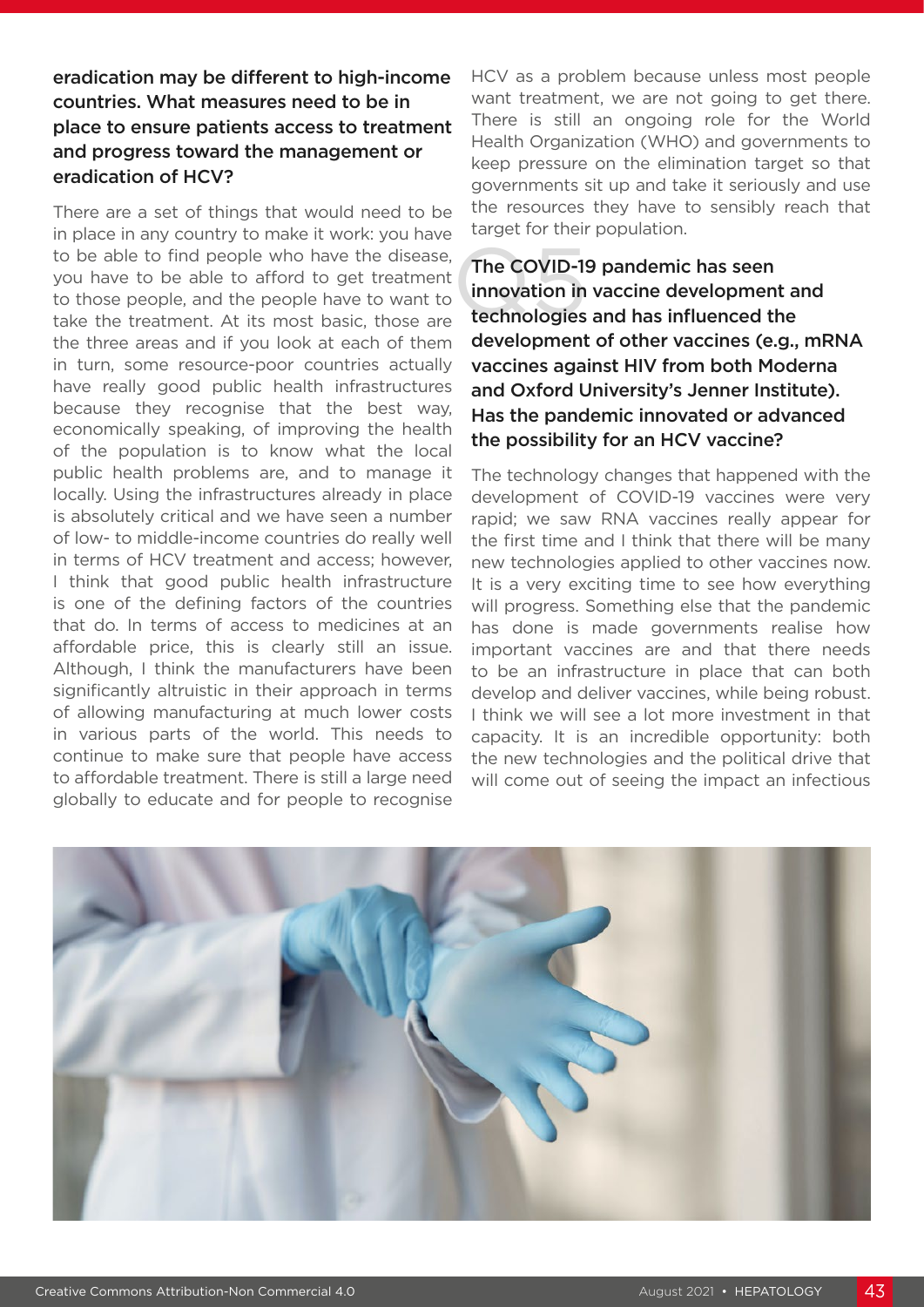**eradication may be different to high-income countries. What measures need to be in place to ensure patients access to treatment and progress toward the management or eradication of HCV?**

There are a set of things that would need to be in place in any country to make it work: you have to be able to find people who have the disease, you have to be able to afford to get treatment to those people, and the people have to want to take the treatment. At its most basic, those are the three areas and if you look at each of them in turn, some resource-poor countries actually have really good public health infrastructures because they recognise that the best way, economically speaking, of improving the health of the population is to know what the local public health problems are, and to manage it locally. Using the infrastructures already in place is absolutely critical and we have seen a number of low- to middle-income countries do really well in terms of HCV treatment and access; however, I think that good public health infrastructure is one of the defining factors of the countries that do. In terms of access to medicines at an affordable price, this is clearly still an issue. Although, I think the manufacturers have been significantly altruistic in their approach in terms of allowing manufacturing at much lower costs in various parts of the world. This needs to continue to make sure that people have access to affordable treatment. There is still a large need globally to educate and for people to recognise HCV as a problem because unless most people want treatment, we are not going to get there. There is still an ongoing role for the World Health Organization (WHO) and governments to keep pressure on the elimination target so that governments sit up and take it seriously and use the resources they have to sensibly reach that target for their population.

## Q5

**The COVID-19 pandemic has seen innovation in vaccine development and technologies and has influenced the development of other vaccines (e.g., mRNA vaccines against HIV from both Moderna and Oxford University's Jenner Institute). Has the pandemic innovated or advanced the possibility for an HCV vaccine?**

The technology changes that happened with the development of COVID-19 vaccines were very rapid; we saw RNA vaccines really appear for the first time and I think that there will be many new technologies applied to other vaccines now. It is a very exciting time to see how everything will progress. Something else that the pandemic has done is made governments realise how important vaccines are and that there needs to be an infrastructure in place that can both develop and deliver vaccines, while being robust. I think we will see a lot more investment in that capacity. It is an incredible opportunity: both the new technologies and the political drive that will come out of seeing the impact an infectious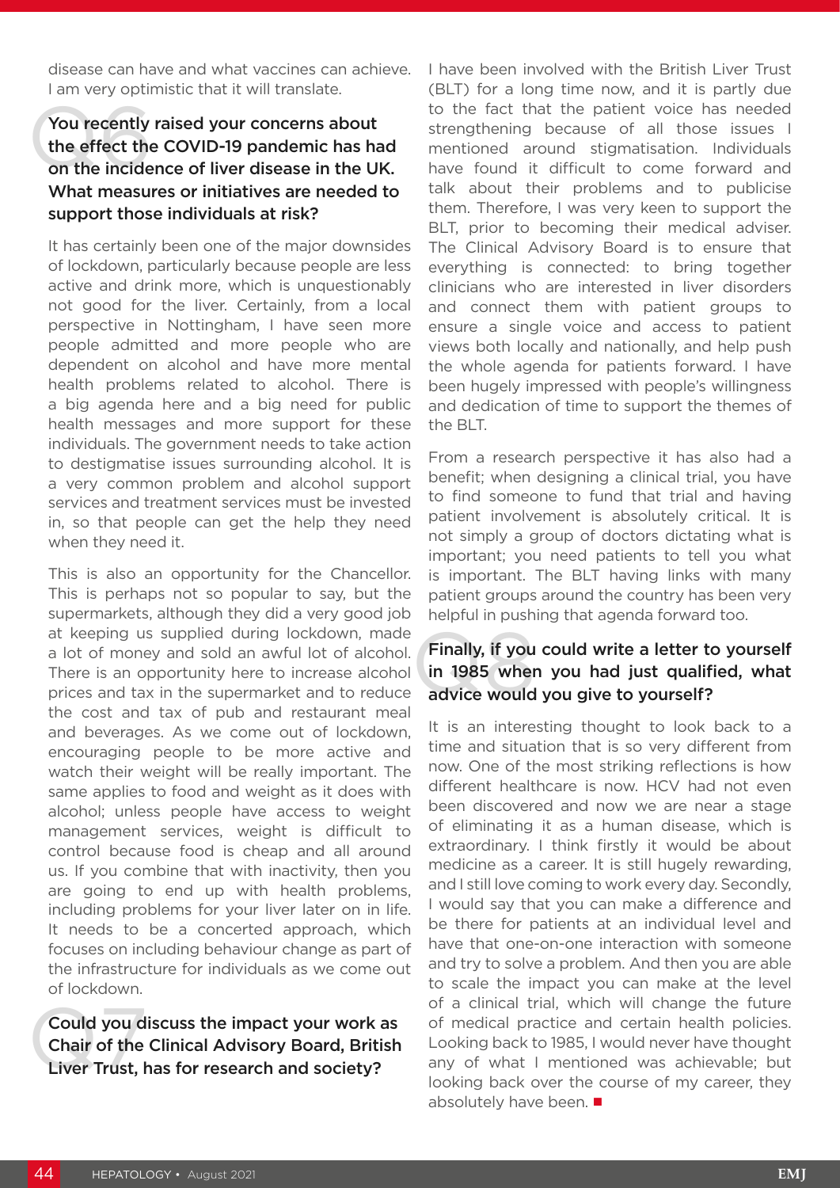disease can have and what vaccines can achieve. I am very optimistic that it will translate.

### Q6 You recently raised your concerns about the effect the COVID-19 pandemic has had on the incidence of liver disease in the UK. What measures or initiatives are needed to support those individuals at risk?

It has certainly been one of the major downsides of lockdown, particularly because people are less active and drink more, which is unquestionably not good for the liver. Certainly, from a local perspective in Nottingham, I have seen more people admitted and more people who are dependent on alcohol and have more mental health problems related to alcohol. There is a big agenda here and a big need for public health messages and more support for these individuals. The government needs to take action to destigmatise issues surrounding alcohol. It is a very common problem and alcohol support services and treatment services must be invested in, so that people can get the help they need when they need it.

This is also an opportunity for the Chancellor. This is perhaps not so popular to say, but the supermarkets, although they did a very good job at keeping us supplied during lockdown, made a lot of money and sold an awful lot of alcohol. There is an opportunity here to increase alcohol prices and tax in the supermarket and to reduce the cost and tax of pub and restaurant meal and beverages. As we come out of lockdown, encouraging people to be more active and watch their weight will be really important. The same applies to food and weight as it does with alcohol; unless people have access to weight management services, weight is difficult to control because food is cheap and all around us. If you combine that with inactivity, then you are going to end up with health problems, including problems for your liver later on in life. It needs to be a concerted approach, which focuses on including behaviour change as part of the infrastructure for individuals as we come out of lockdown.

### Q7 Could you discuss the impact your work as Chair of the Clinical Advisory Board, British Liver Trust, has for research and society?

I have been involved with the British Liver Trust (BLT) for a long time now, and it is partly due to the fact that the patient voice has needed strengthening because of all those issues I mentioned around stigmatisation. Individuals have found it difficult to come forward and talk about their problems and to publicise them. Therefore, I was very keen to support the BLT, prior to becoming their medical adviser. The Clinical Advisory Board is to ensure that everything is connected: to bring together clinicians who are interested in liver disorders and connect them with patient groups to ensure a single voice and access to patient views both locally and nationally, and help push the whole agenda for patients forward. I have been hugely impressed with people's willingness and dedication of time to support the themes of the BLT.

From a research perspective it has also had a benefit; when designing a clinical trial, you have to find someone to fund that trial and having patient involvement is absolutely critical. It is not simply a group of doctors dictating what is important; you need patients to tell you what is important. The BLT having links with many patient groups around the country has been very helpful in pushing that agenda forward too.

### Q8 Finally, if you could write a letter to yourself in 1985 when you had just qualified, what advice would you give to yourself?

It is an interesting thought to look back to a time and situation that is so very different from now. One of the most striking reflections is how different healthcare is now. HCV had not even been discovered and now we are near a stage of eliminating it as a human disease, which is extraordinary. I think firstly it would be about medicine as a career. It is still hugely rewarding, and I still love coming to work every day. Secondly, I would say that you can make a difference and be there for patients at an individual level and have that one-on-one interaction with someone and try to solve a problem. And then you are able to scale the impact you can make at the level of a clinical trial, which will change the future of medical practice and certain health policies. Looking back to 1985, I would never have thought any of what I mentioned was achievable; but looking back over the course of my career, they absolutely have been. ■